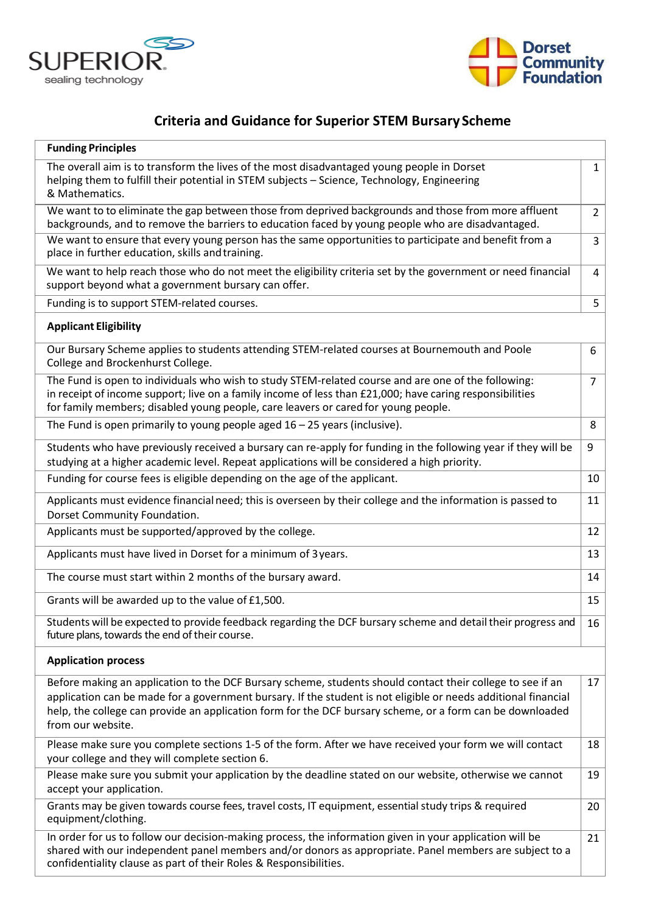SUPERIOR sealing technology

Dorset Community Foundation

# Criteria and Guidance for Superior STEM Bursary Scheme

| Funding Principles | |
|---|---|
| The overall aim is to transform the lives of the most disadvantaged young people in Dorset helping them to fulfill their potential in STEM subjects – Science, Technology, Engineering & Mathematics. | 1 |
| We want to to eliminate the gap between those from deprived backgrounds and those from more affluent backgrounds, and to remove the barriers to education faced by young people who are disadvantaged. | 2 |
| We want to ensure that every young person has the same opportunities to participate and benefit from a place in further education, skills and training. | 3 |
| We want to help reach those who do not meet the eligibility criteria set by the government or need financial support beyond what a government bursary can offer. | 4 |
| Funding is to support STEM-related courses. | 5 |
| **Applicant Eligibility** | |
| Our Bursary Scheme applies to students attending STEM-related courses at Bournemouth and Poole College and Brockenhurst College. | 6 |
| The Fund is open to individuals who wish to study STEM-related course and are one of the following: in receipt of income support; live on a family income of less than £21,000; have caring responsibilities for family members; disabled young people, care leavers or cared for young people. | 7 |
| The Fund is open primarily to young people aged 16 – 25 years (inclusive). | 8 |
| Students who have previously received a bursary can re-apply for funding in the following year if they will be studying at a higher academic level. Repeat applications will be considered a high priority. | 9 |
| Funding for course fees is eligible depending on the age of the applicant. | 10 |
| Applicants must evidence financial need; this is overseen by their college and the information is passed to Dorset Community Foundation. | 11 |
| Applicants must be supported/approved by the college. | 12 |
| Applicants must have lived in Dorset for a minimum of 3 years. | 13 |
| The course must start within 2 months of the bursary award. | 14 |
| Grants will be awarded up to the value of £1,500. | 15 |
| Students will be expected to provide feedback regarding the DCF bursary scheme and detail their progress and future plans, towards the end of their course. | 16 |
| **Application process** | |
| Before making an application to the DCF Bursary scheme, students should contact their college to see if an application can be made for a government bursary. If the student is not eligible or needs additional financial help, the college can provide an application form for the DCF bursary scheme, or a form can be downloaded from our website. | 17 |
| Please make sure you complete sections 1-5 of the form. After we have received your form we will contact your college and they will complete section 6. | 18 |
| Please make sure you submit your application by the deadline stated on our website, otherwise we cannot accept your application. | 19 |
| Grants may be given towards course fees, travel costs, IT equipment, essential study trips & required equipment/clothing. | 20 |
| In order for us to follow our decision-making process, the information given in your application will be shared with our independent panel members and/or donors as appropriate. Panel members are subject to a confidentiality clause as part of their Roles & Responsibilities. | 21 |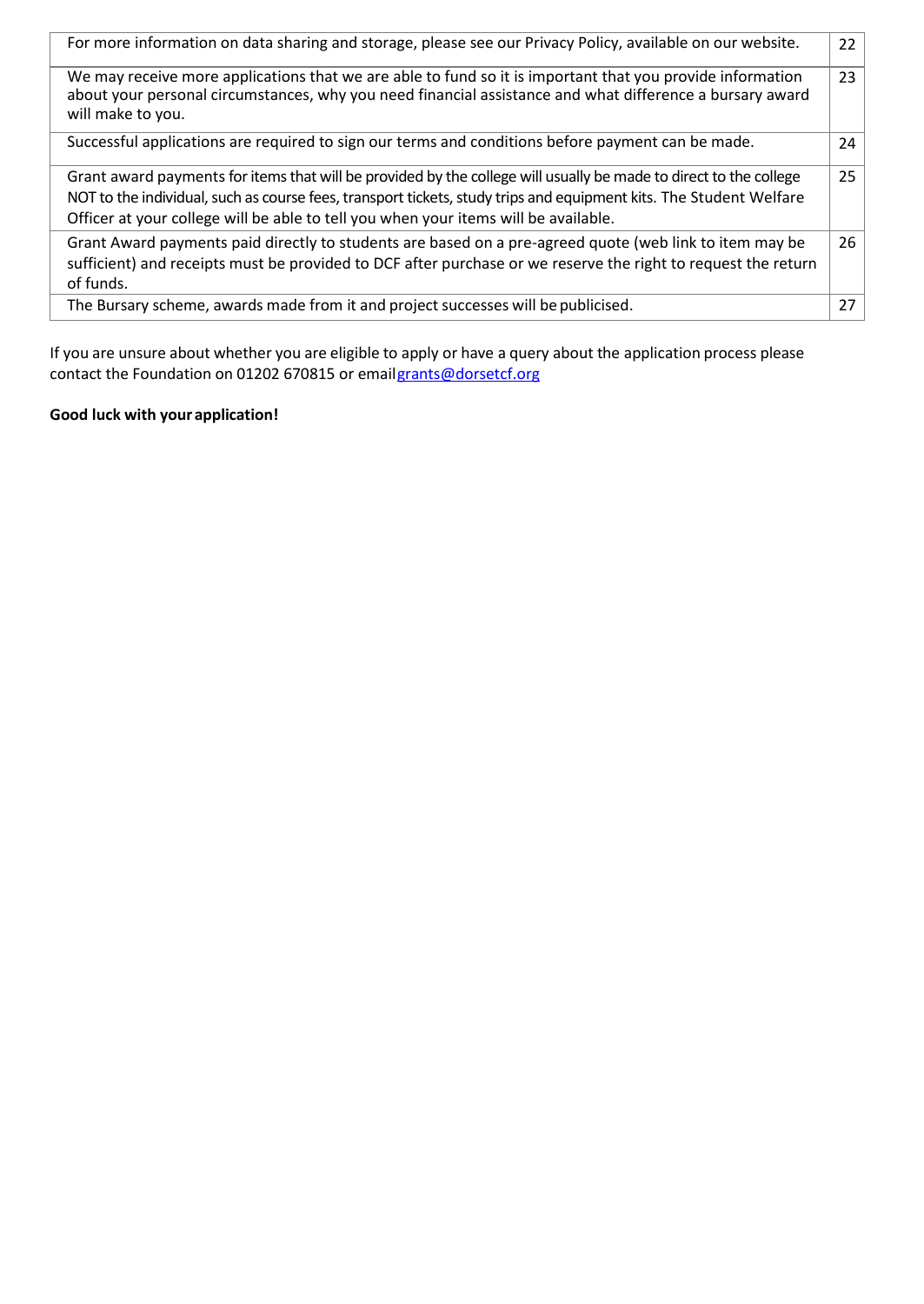| | |
|---|---|
| For more information on data sharing and storage, please see our Privacy Policy, available on our website. | 22 |
| We may receive more applications that we are able to fund so it is important that you provide information about your personal circumstances, why you need financial assistance and what difference a bursary award will make to you. | 23 |
| Successful applications are required to sign our terms and conditions before payment can be made. | 24 |
| Grant award payments for items that will be provided by the college will usually be made to direct to the college NOT to the individual, such as course fees, transport tickets, study trips and equipment kits. The Student Welfare Officer at your college will be able to tell you when your items will be available. | 25 |
| Grant Award payments paid directly to students are based on a pre-agreed quote (web link to item may be sufficient) and receipts must be provided to DCF after purchase or we reserve the right to request the return of funds. | 26 |
| The Bursary scheme, awards made from it and project successes will be publicised. | 27 |

If you are unsure about whether you are eligible to apply or have a query about the application process please contact the Foundation on 01202 670815 or email grants@dorsetcf.org

**Good luck with your application!**